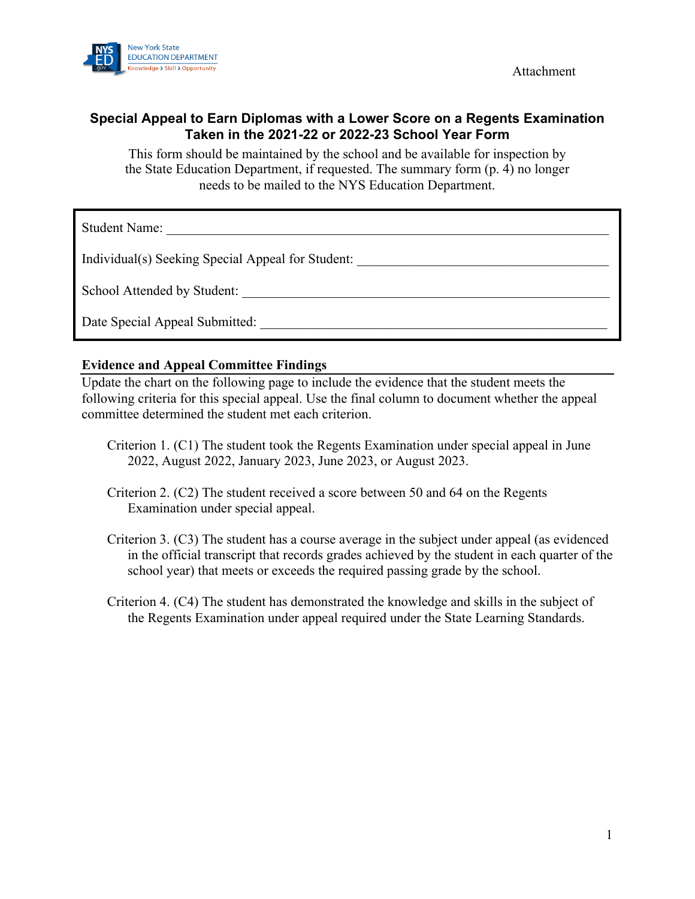Attachment

# Special Appeal to Earn Diplomas with a Lower Score on a Regents Examination Taken in the 2021-22 or 2022-23 School Year Form

This form should be maintained by the school and be available for inspection by the State Education Department, if requested. The summary form (p. 4) no longer needs to be mailed to the NYS Education Department.

Student Name: ____________________________________________

Individual(s) Seeking Special Appeal for Student: ____________________________________________

School Attended by Student: ____________________________________________

Date Special Appeal Submitted: ____________________________________________

## Evidence and Appeal Committee Findings

Update the chart on the following page to include the evidence that the student meets the following criteria for this special appeal. Use the final column to document whether the appeal committee determined the student met each criterion.

Criterion 1. (C1) The student took the Regents Examination under special appeal in June 2022, August 2022, January 2023, June 2023, or August 2023.

Criterion 2. (C2) The student received a score between 50 and 64 on the Regents Examination under special appeal.

Criterion 3. (C3) The student has a course average in the subject under appeal (as evidenced in the official transcript that records grades achieved by the student in each quarter of the school year) that meets or exceeds the required passing grade by the school.

Criterion 4. (C4) The student has demonstrated the knowledge and skills in the subject of the Regents Examination under appeal required under the State Learning Standards.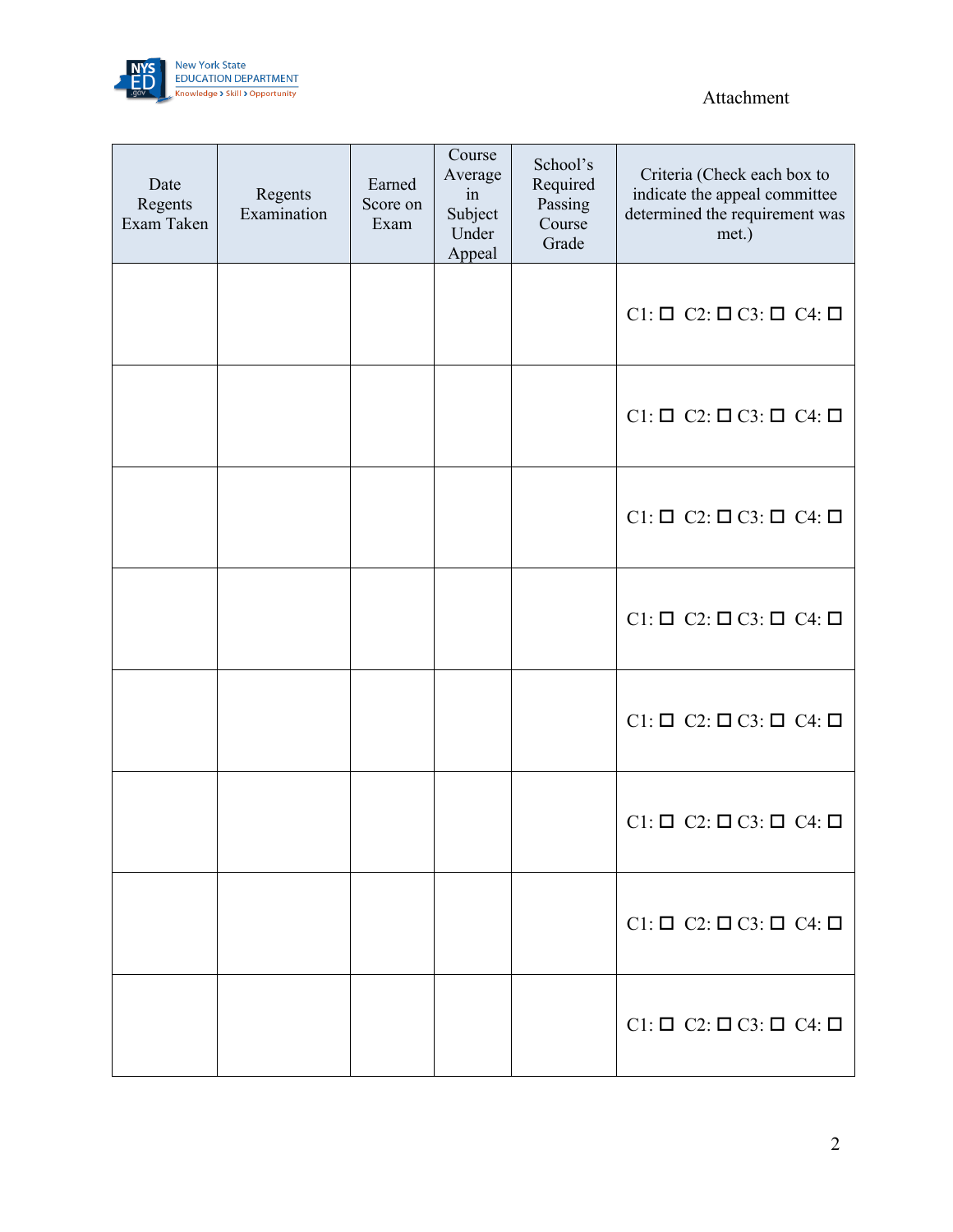Attachment

| Date Regents Exam Taken | Regents Examination | Earned Score on Exam | Course Average in Subject Under Appeal | School's Required Passing Course Grade | Criteria (Check each box to indicate the appeal committee determined the requirement was met.) |
|---|---|---|---|---|---|
| | | | | | C1: ☐ C2: ☐ C3: ☐ C4: ☐ |
| | | | | | C1: ☐ C2: ☐ C3: ☐ C4: ☐ |
| | | | | | C1: ☐ C2: ☐ C3: ☐ C4: ☐ |
| | | | | | C1: ☐ C2: ☐ C3: ☐ C4: ☐ |
| | | | | | C1: ☐ C2: ☐ C3: ☐ C4: ☐ |
| | | | | | C1: ☐ C2: ☐ C3: ☐ C4: ☐ |
| | | | | | C1: ☐ C2: ☐ C3: ☐ C4: ☐ |
| | | | | | C1: ☐ C2: ☐ C3: ☐ C4: ☐ |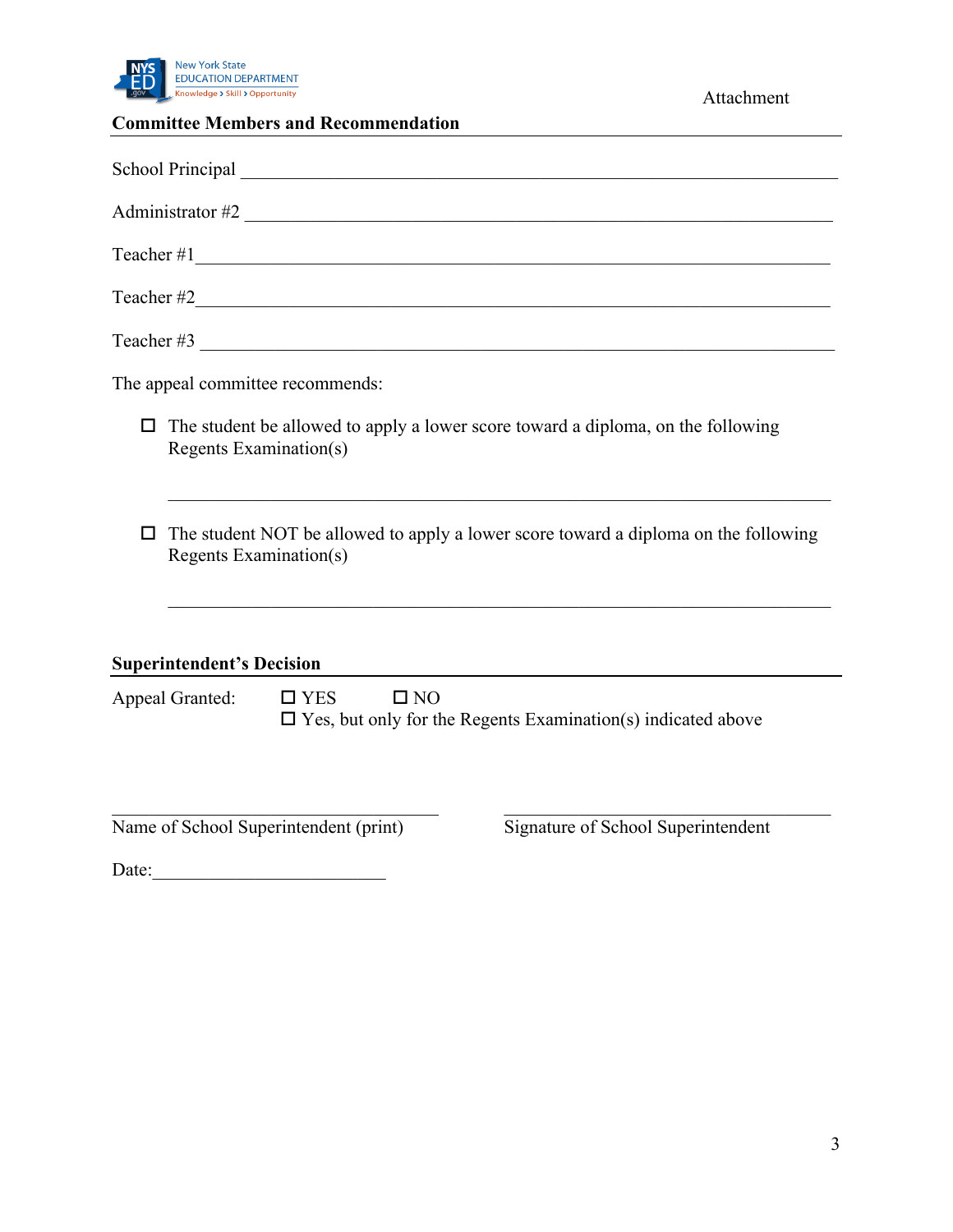Attachment

## Committee Members and Recommendation

School Principal ______________________________________________

Administrator #2 ______________________________________________

Teacher #1______________________________________________

Teacher #2______________________________________________

Teacher #3 ______________________________________________

The appeal committee recommends:

- ☐ The student be allowed to apply a lower score toward a diploma, on the following Regents Examination(s)

  ______________________________________________

- ☐ The student NOT be allowed to apply a lower score toward a diploma on the following Regents Examination(s)

  ______________________________________________

## Superintendent's Decision

Appeal Granted: ☐ YES ☐ NO
☐ Yes, but only for the Regents Examination(s) indicated above

______________________________ ______________________________
Name of School Superintendent (print) Signature of School Superintendent

Date:__________________________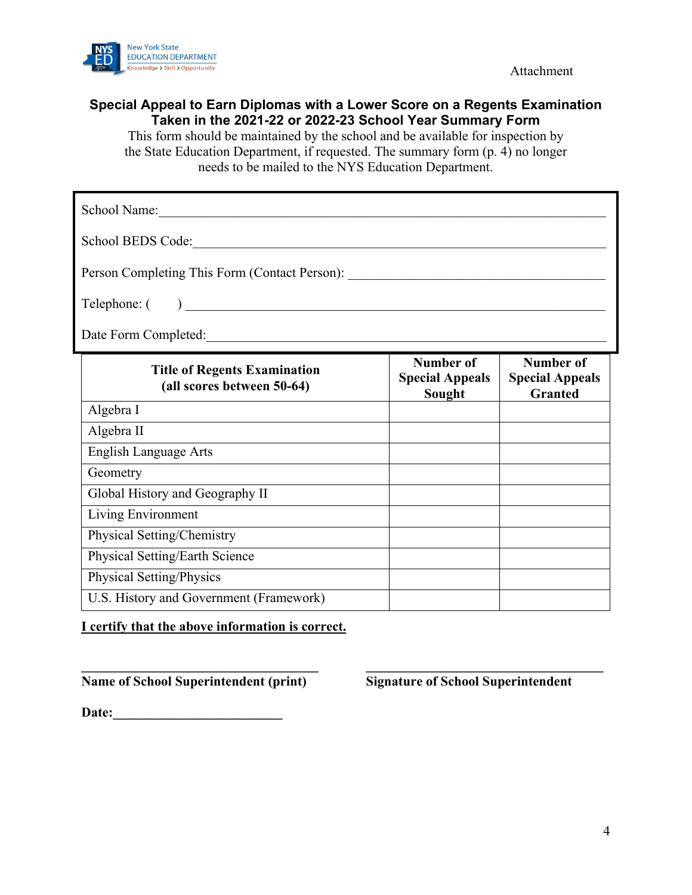Attachment

## Special Appeal to Earn Diplomas with a Lower Score on a Regents Examination Taken in the 2021-22 or 2022-23 School Year Summary Form

This form should be maintained by the school and be available for inspection by the State Education Department, if requested. The summary form (p. 4) no longer needs to be mailed to the NYS Education Department.

School Name:\_\_\_\_\_\_\_\_\_\_\_\_\_\_\_\_\_\_\_\_\_\_\_\_\_\_\_\_\_\_\_\_\_\_\_\_\_\_\_\_\_\_\_\_\_\_\_\_

School BEDS Code:\_\_\_\_\_\_\_\_\_\_\_\_\_\_\_\_\_\_\_\_\_\_\_\_\_\_\_\_\_\_\_\_\_\_\_\_\_\_\_\_\_\_\_\_

Person Completing This Form (Contact Person): \_\_\_\_\_\_\_\_\_\_\_\_\_\_\_\_\_\_\_\_\_\_\_\_

Telephone: (      ) \_\_\_\_\_\_\_\_\_\_\_\_\_\_\_\_\_\_\_\_\_\_\_\_\_\_\_\_\_\_\_\_\_\_\_\_\_\_\_\_\_\_\_\_

Date Form Completed:\_\_\_\_\_\_\_\_\_\_\_\_\_\_\_\_\_\_\_\_\_\_\_\_\_\_\_\_\_\_\_\_\_\_\_\_\_\_\_\_\_\_

| Title of Regents Examination (all scores between 50-64) | Number of Special Appeals Sought | Number of Special Appeals Granted |
|---|---|---|
| Algebra I | | |
| Algebra II | | |
| English Language Arts | | |
| Geometry | | |
| Global History and Geography II | | |
| Living Environment | | |
| Physical Setting/Chemistry | | |
| Physical Setting/Earth Science | | |
| Physical Setting/Physics | | |
| U.S. History and Government (Framework) | | |

**I certify that the above information is correct.**

\_\_\_\_\_\_\_\_\_\_\_\_\_\_\_\_\_\_\_\_\_\_\_\_\_\_\_\_\_\_\_\_\_\_\_
**Name of School Superintendent (print)**

\_\_\_\_\_\_\_\_\_\_\_\_\_\_\_\_\_\_\_\_\_\_\_\_\_\_\_\_\_\_\_\_\_\_\_
**Signature of School Superintendent**

**Date:**\_\_\_\_\_\_\_\_\_\_\_\_\_\_\_\_\_\_\_\_\_\_\_\_\_